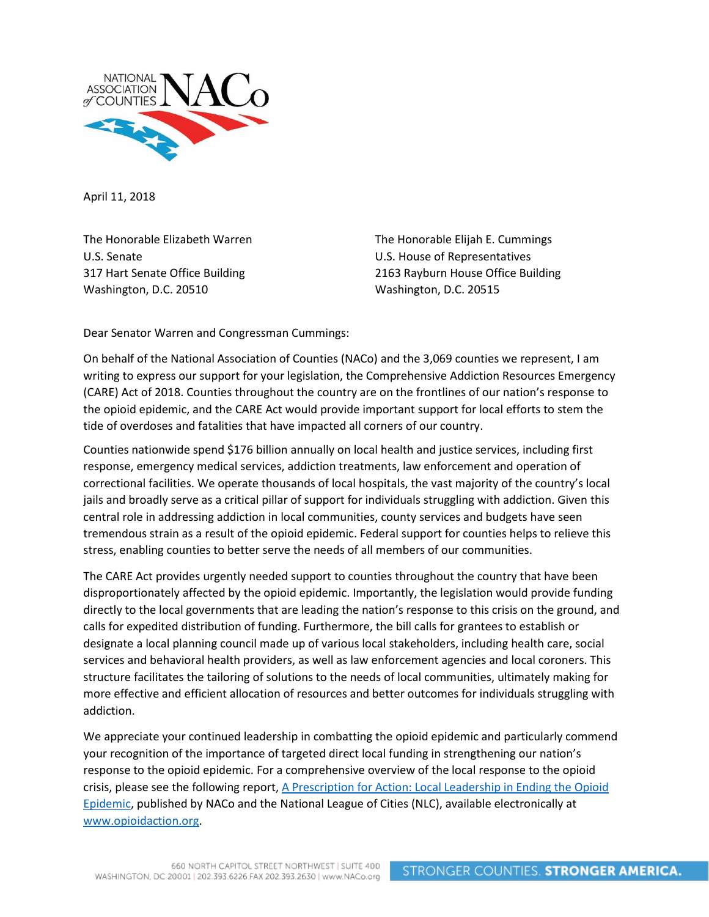NATIONAL ASSOCIATION of COUNTIES NACo

April 11, 2018

The Honorable Elizabeth Warren
U.S. Senate
317 Hart Senate Office Building
Washington, D.C. 20510

The Honorable Elijah E. Cummings
U.S. House of Representatives
2163 Rayburn House Office Building
Washington, D.C. 20515

Dear Senator Warren and Congressman Cummings:

On behalf of the National Association of Counties (NACo) and the 3,069 counties we represent, I am writing to express our support for your legislation, the Comprehensive Addiction Resources Emergency (CARE) Act of 2018. Counties throughout the country are on the frontlines of our nation's response to the opioid epidemic, and the CARE Act would provide important support for local efforts to stem the tide of overdoses and fatalities that have impacted all corners of our country.

Counties nationwide spend $176 billion annually on local health and justice services, including first response, emergency medical services, addiction treatments, law enforcement and operation of correctional facilities. We operate thousands of local hospitals, the vast majority of the country's local jails and broadly serve as a critical pillar of support for individuals struggling with addiction. Given this central role in addressing addiction in local communities, county services and budgets have seen tremendous strain as a result of the opioid epidemic. Federal support for counties helps to relieve this stress, enabling counties to better serve the needs of all members of our communities.

The CARE Act provides urgently needed support to counties throughout the country that have been disproportionately affected by the opioid epidemic. Importantly, the legislation would provide funding directly to the local governments that are leading the nation's response to this crisis on the ground, and calls for expedited distribution of funding. Furthermore, the bill calls for grantees to establish or designate a local planning council made up of various local stakeholders, including health care, social services and behavioral health providers, as well as law enforcement agencies and local coroners. This structure facilitates the tailoring of solutions to the needs of local communities, ultimately making for more effective and efficient allocation of resources and better outcomes for individuals struggling with addiction.

We appreciate your continued leadership in combatting the opioid epidemic and particularly commend your recognition of the importance of targeted direct local funding in strengthening our nation's response to the opioid epidemic. For a comprehensive overview of the local response to the opioid crisis, please see the following report, [A Prescription for Action: Local Leadership in Ending the Opioid Epidemic](www.opioidaction.org), published by NACo and the National League of Cities (NLC), available electronically at [www.opioidaction.org](www.opioidaction.org).

660 NORTH CAPITOL STREET NORTHWEST | SUITE 400
WASHINGTON, DC 20001 | 202.393.6226 FAX 202.393.2630 | www.NACo.org

STRONGER COUNTIES. **STRONGER AMERICA.**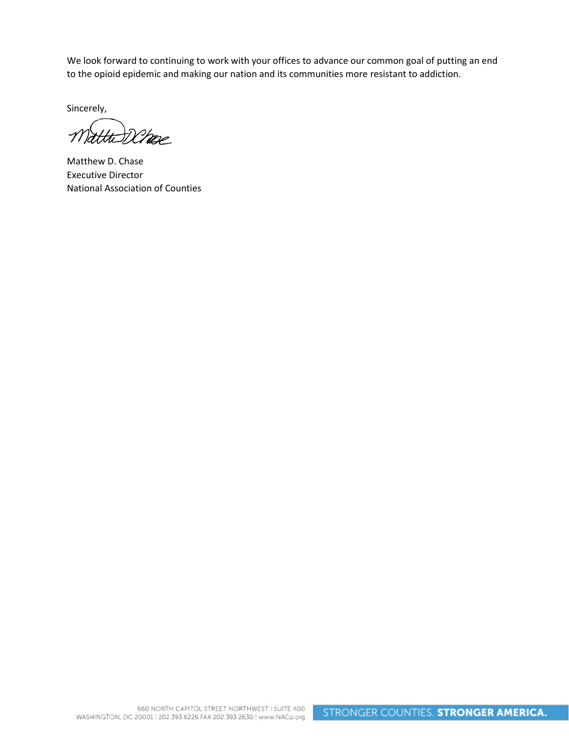We look forward to continuing to work with your offices to advance our common goal of putting an end to the opioid epidemic and making our nation and its communities more resistant to addiction.

Sincerely,

Matthew D. Chase  
Executive Director  
National Association of Counties